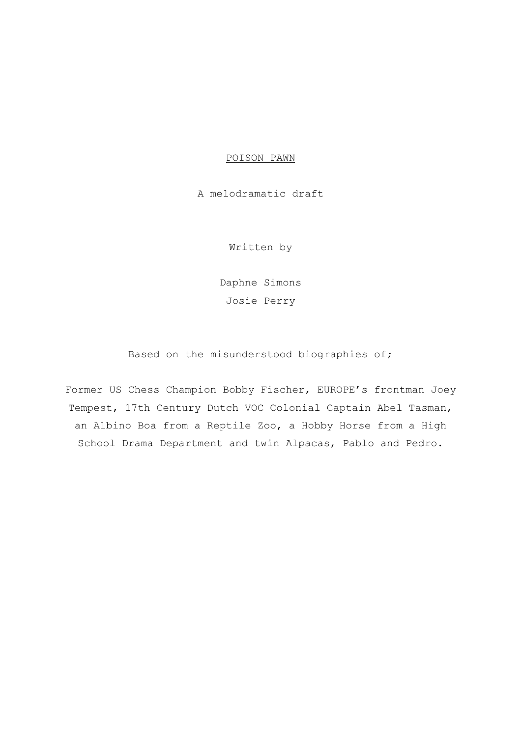# POISON PAWN

A melodramatic draft

Written by

Daphne Simons

Josie Perry

Based on the misunderstood biographies of;

Former US Chess Champion Bobby Fischer, EUROPE's frontman Joey Tempest, 17th Century Dutch VOC Colonial Captain Abel Tasman, an Albino Boa from a Reptile Zoo, a Hobby Horse from a High School Drama Department and twin Alpacas, Pablo and Pedro.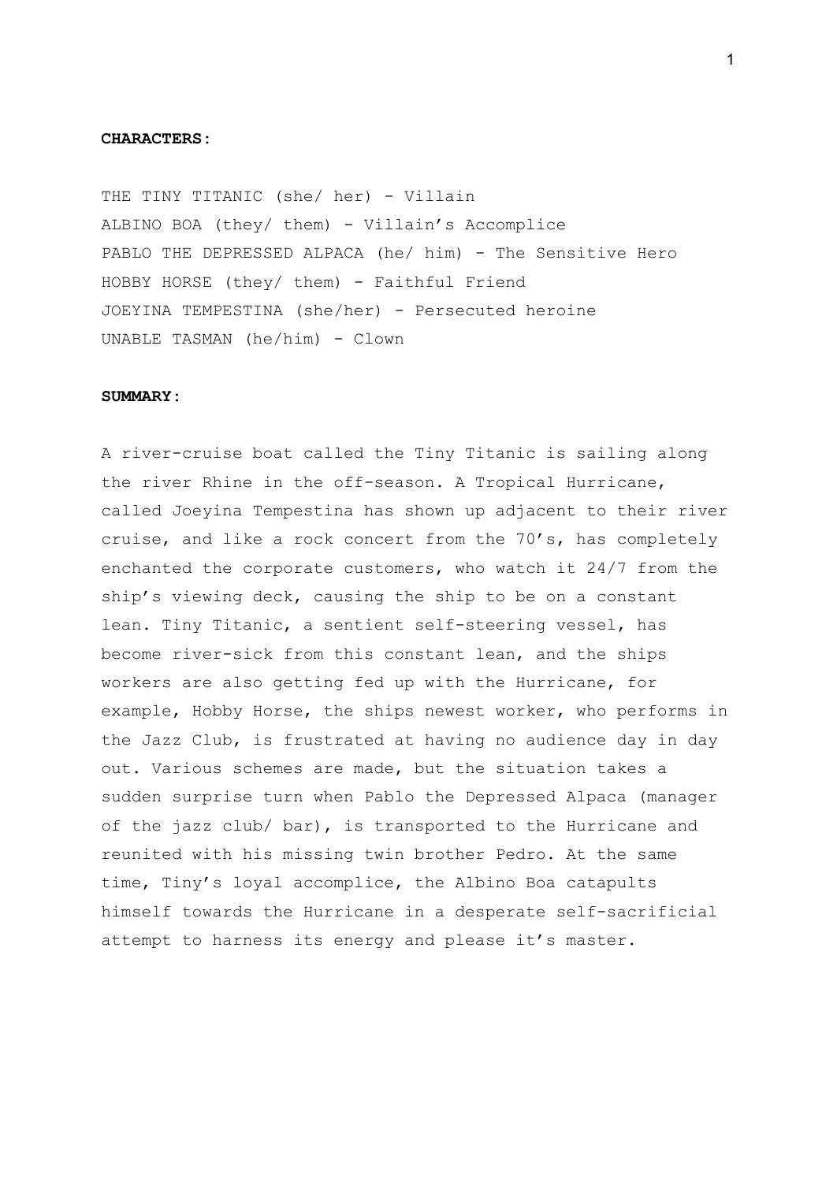**CHARACTERS:**

THE TINY TITANIC (she/ her) - Villain
ALBINO BOA (they/ them) - Villain's Accomplice
PABLO THE DEPRESSED ALPACA (he/ him) - The Sensitive Hero
HOBBY HORSE (they/ them) - Faithful Friend
JOEYINA TEMPESTINA (she/her) - Persecuted heroine
UNABLE TASMAN (he/him) - Clown

**SUMMARY:**

A river-cruise boat called the Tiny Titanic is sailing along the river Rhine in the off-season. A Tropical Hurricane, called Joeyina Tempestina has shown up adjacent to their river cruise, and like a rock concert from the 70's, has completely enchanted the corporate customers, who watch it 24/7 from the ship's viewing deck, causing the ship to be on a constant lean. Tiny Titanic, a sentient self-steering vessel, has become river-sick from this constant lean, and the ships workers are also getting fed up with the Hurricane, for example, Hobby Horse, the ships newest worker, who performs in the Jazz Club, is frustrated at having no audience day in day out. Various schemes are made, but the situation takes a sudden surprise turn when Pablo the Depressed Alpaca (manager of the jazz club/ bar), is transported to the Hurricane and reunited with his missing twin brother Pedro. At the same time, Tiny's loyal accomplice, the Albino Boa catapults himself towards the Hurricane in a desperate self-sacrificial attempt to harness its energy and please it's master.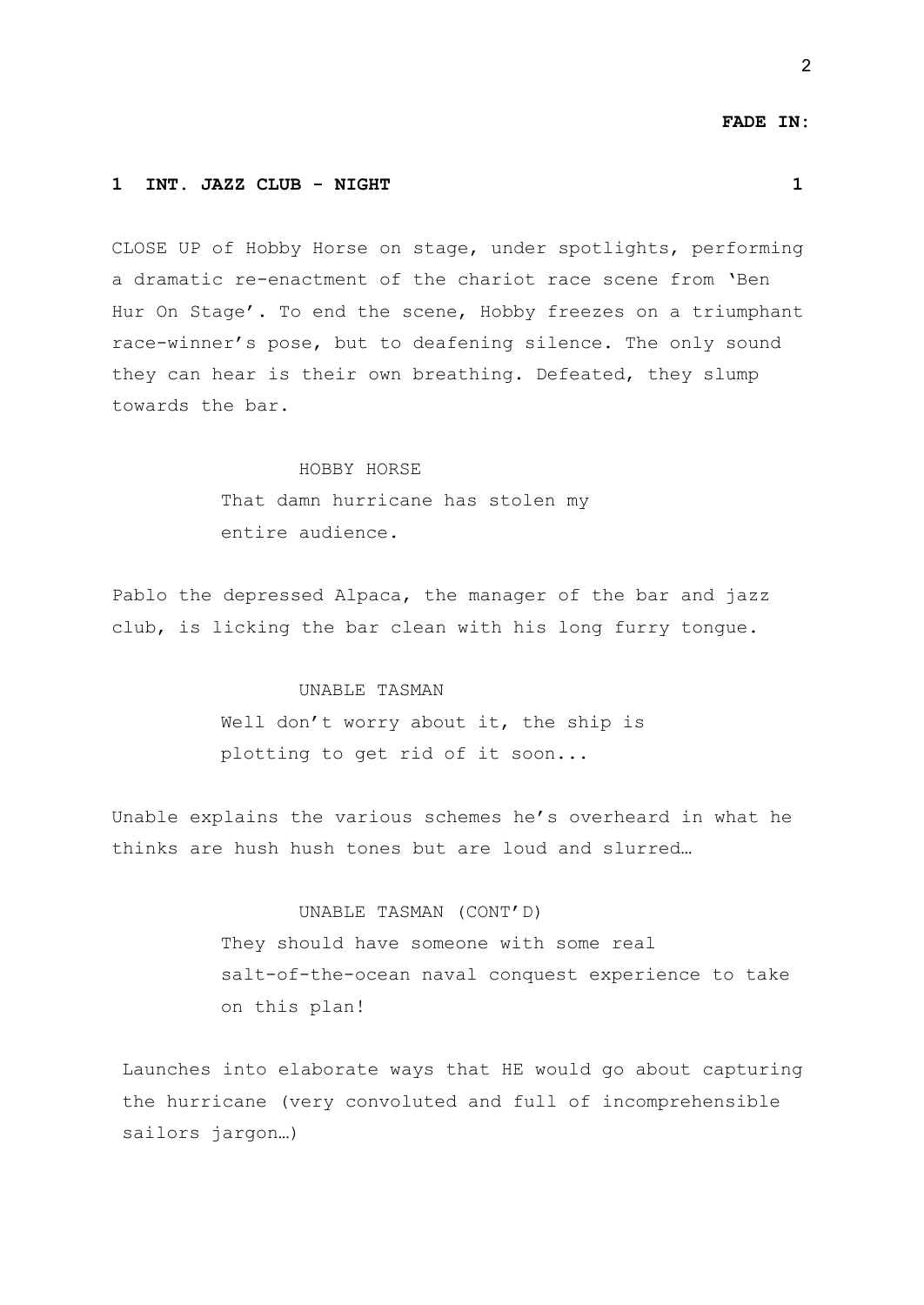**FADE IN:**

**1 INT. JAZZ CLUB - NIGHT 1**

CLOSE UP of Hobby Horse on stage, under spotlights, performing a dramatic re-enactment of the chariot race scene from 'Ben Hur On Stage'. To end the scene, Hobby freezes on a triumphant race-winner's pose, but to deafening silence. The only sound they can hear is their own breathing. Defeated, they slump towards the bar.

HOBBY HORSE
That damn hurricane has stolen my entire audience.

Pablo the depressed Alpaca, the manager of the bar and jazz club, is licking the bar clean with his long furry tongue.

UNABLE TASMAN
Well don't worry about it, the ship is plotting to get rid of it soon...

Unable explains the various schemes he's overheard in what he thinks are hush hush tones but are loud and slurred…

UNABLE TASMAN (CONT'D)
They should have someone with some real salt-of-the-ocean naval conquest experience to take on this plan!

Launches into elaborate ways that HE would go about capturing the hurricane (very convoluted and full of incomprehensible sailors jargon…)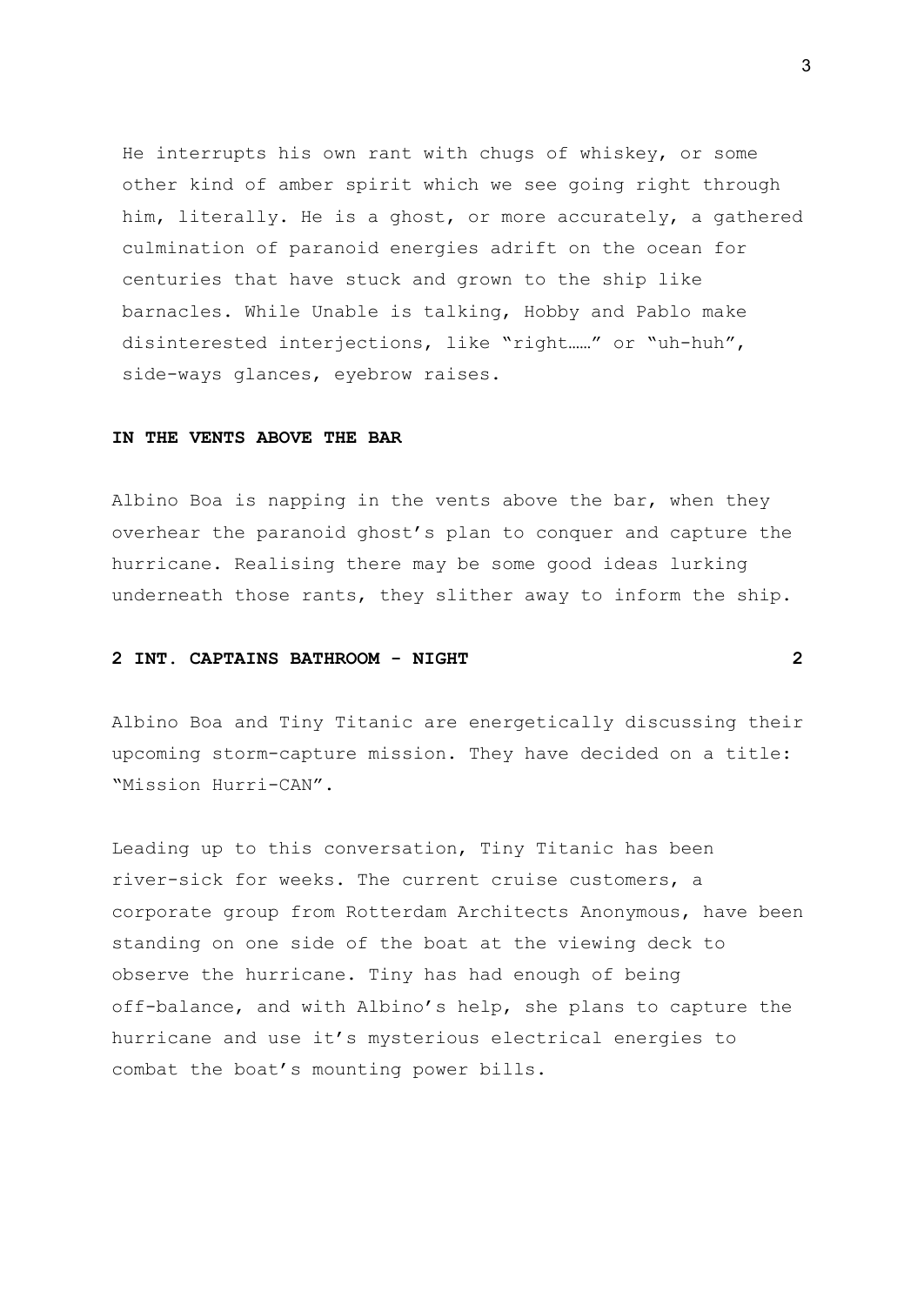He interrupts his own rant with chugs of whiskey, or some other kind of amber spirit which we see going right through him, literally. He is a ghost, or more accurately, a gathered culmination of paranoid energies adrift on the ocean for centuries that have stuck and grown to the ship like barnacles. While Unable is talking, Hobby and Pablo make disinterested interjections, like "right……" or "uh-huh", side-ways glances, eyebrow raises.

**IN THE VENTS ABOVE THE BAR**

Albino Boa is napping in the vents above the bar, when they overhear the paranoid ghost's plan to conquer and capture the hurricane. Realising there may be some good ideas lurking underneath those rants, they slither away to inform the ship.

**2 INT. CAPTAINS BATHROOM - NIGHT 2**

Albino Boa and Tiny Titanic are energetically discussing their upcoming storm-capture mission. They have decided on a title: "Mission Hurri-CAN".

Leading up to this conversation, Tiny Titanic has been river-sick for weeks. The current cruise customers, a corporate group from Rotterdam Architects Anonymous, have been standing on one side of the boat at the viewing deck to observe the hurricane. Tiny has had enough of being off-balance, and with Albino's help, she plans to capture the hurricane and use it's mysterious electrical energies to combat the boat's mounting power bills.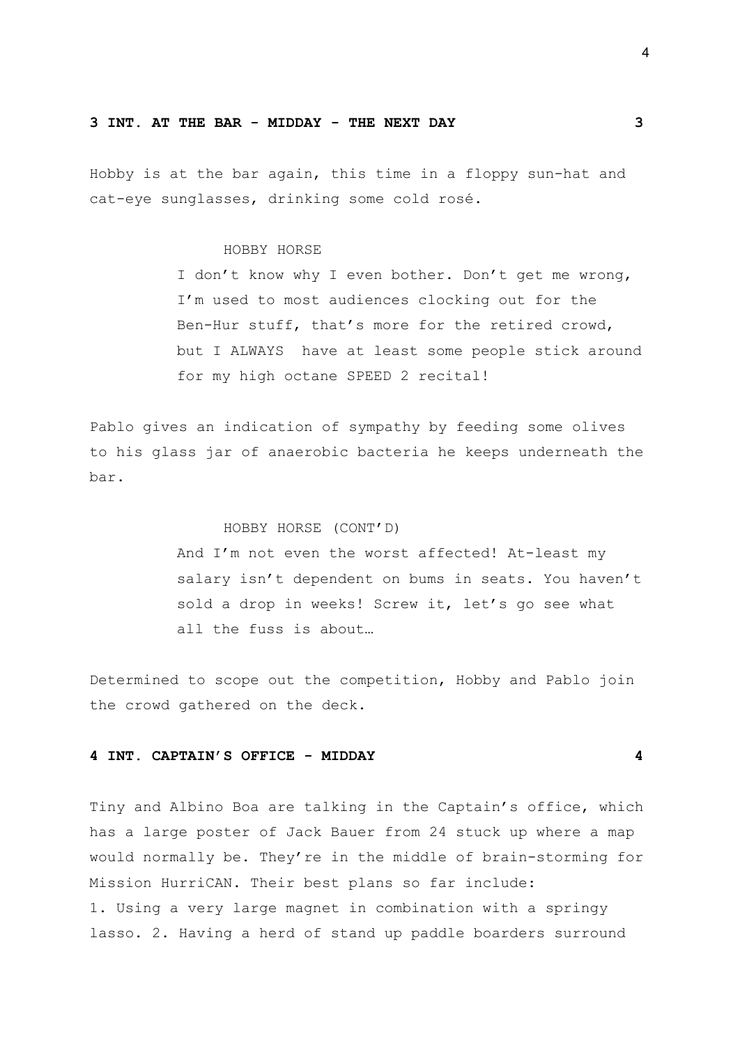**3 INT. AT THE BAR - MIDDAY - THE NEXT DAY 3**

Hobby is at the bar again, this time in a floppy sun-hat and cat-eye sunglasses, drinking some cold rosé.

HOBBY HORSE

I don't know why I even bother. Don't get me wrong, I'm used to most audiences clocking out for the Ben-Hur stuff, that's more for the retired crowd, but I ALWAYS have at least some people stick around for my high octane SPEED 2 recital!

Pablo gives an indication of sympathy by feeding some olives to his glass jar of anaerobic bacteria he keeps underneath the bar.

HOBBY HORSE (CONT'D)

And I'm not even the worst affected! At-least my salary isn't dependent on bums in seats. You haven't sold a drop in weeks! Screw it, let's go see what all the fuss is about…

Determined to scope out the competition, Hobby and Pablo join the crowd gathered on the deck.

**4 INT. CAPTAIN'S OFFICE - MIDDAY 4**

Tiny and Albino Boa are talking in the Captain's office, which has a large poster of Jack Bauer from 24 stuck up where a map would normally be. They're in the middle of brain-storming for Mission HurriCAN. Their best plans so far include:
1. Using a very large magnet in combination with a springy lasso. 2. Having a herd of stand up paddle boarders surround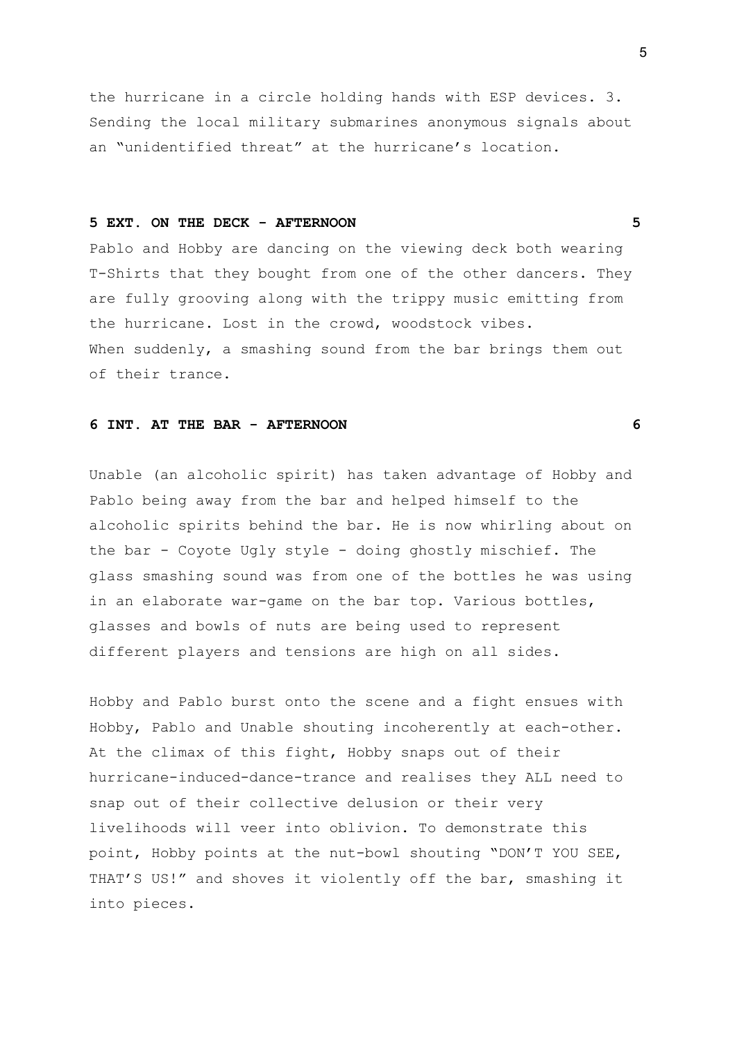the hurricane in a circle holding hands with ESP devices. 3. Sending the local military submarines anonymous signals about an "unidentified threat" at the hurricane's location.

**5 EXT. ON THE DECK - AFTERNOON 5**

Pablo and Hobby are dancing on the viewing deck both wearing T-Shirts that they bought from one of the other dancers. They are fully grooving along with the trippy music emitting from the hurricane. Lost in the crowd, woodstock vibes.
When suddenly, a smashing sound from the bar brings them out of their trance.

**6 INT. AT THE BAR - AFTERNOON 6**

Unable (an alcoholic spirit) has taken advantage of Hobby and Pablo being away from the bar and helped himself to the alcoholic spirits behind the bar. He is now whirling about on the bar - Coyote Ugly style - doing ghostly mischief. The glass smashing sound was from one of the bottles he was using in an elaborate war-game on the bar top. Various bottles, glasses and bowls of nuts are being used to represent different players and tensions are high on all sides.

Hobby and Pablo burst onto the scene and a fight ensues with Hobby, Pablo and Unable shouting incoherently at each-other. At the climax of this fight, Hobby snaps out of their hurricane-induced-dance-trance and realises they ALL need to snap out of their collective delusion or their very livelihoods will veer into oblivion. To demonstrate this point, Hobby points at the nut-bowl shouting "DON'T YOU SEE, THAT'S US!" and shoves it violently off the bar, smashing it into pieces.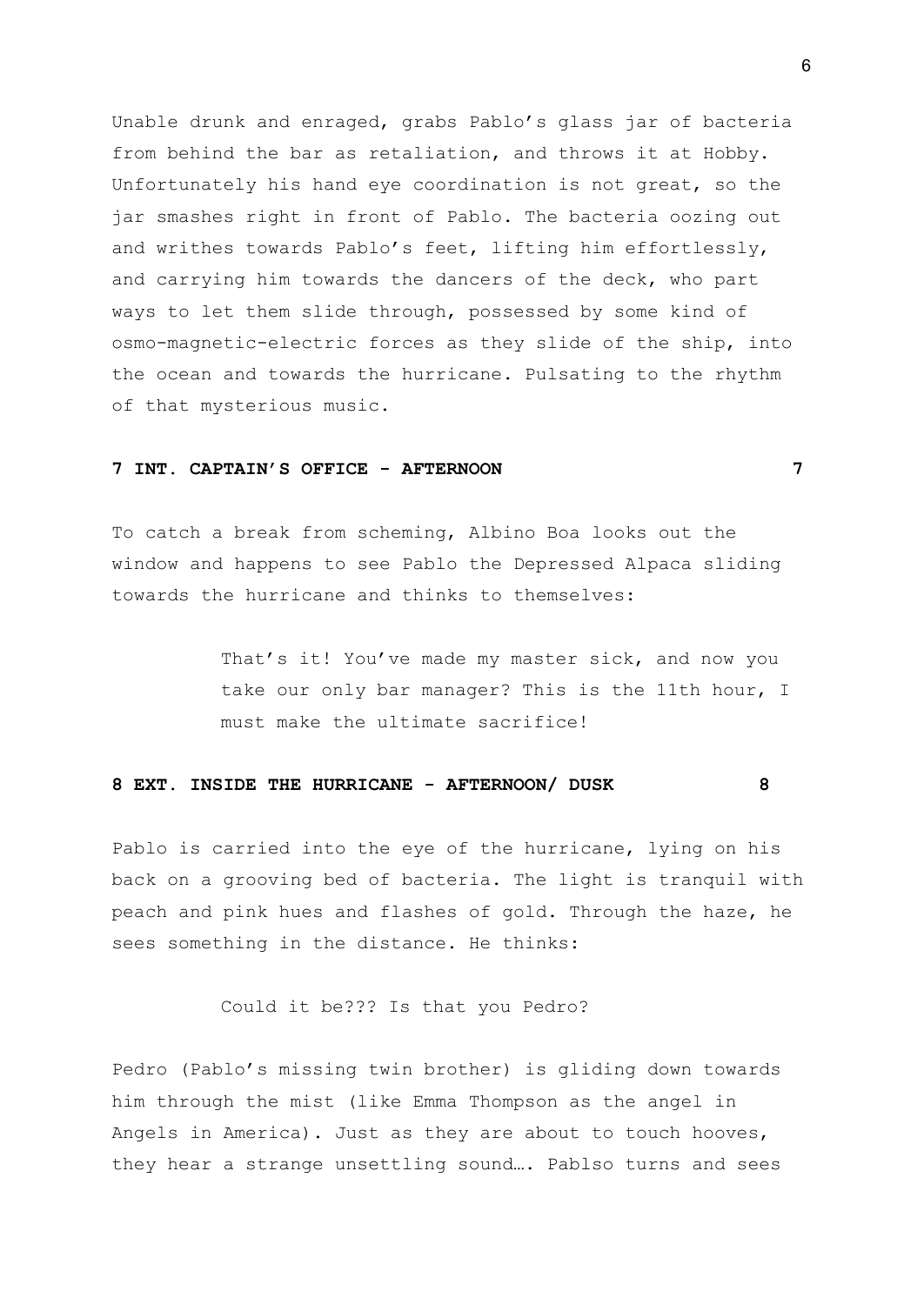Unable drunk and enraged, grabs Pablo's glass jar of bacteria from behind the bar as retaliation, and throws it at Hobby. Unfortunately his hand eye coordination is not great, so the jar smashes right in front of Pablo. The bacteria oozing out and writhes towards Pablo's feet, lifting him effortlessly, and carrying him towards the dancers of the deck, who part ways to let them slide through, possessed by some kind of osmo-magnetic-electric forces as they slide of the ship, into the ocean and towards the hurricane. Pulsating to the rhythm of that mysterious music.

**7 INT. CAPTAIN'S OFFICE - AFTERNOON 7**

To catch a break from scheming, Albino Boa looks out the window and happens to see Pablo the Depressed Alpaca sliding towards the hurricane and thinks to themselves:

> That's it! You've made my master sick, and now you take our only bar manager? This is the 11th hour, I must make the ultimate sacrifice!

**8 EXT. INSIDE THE HURRICANE - AFTERNOON/ DUSK 8**

Pablo is carried into the eye of the hurricane, lying on his back on a grooving bed of bacteria. The light is tranquil with peach and pink hues and flashes of gold. Through the haze, he sees something in the distance. He thinks:

> Could it be??? Is that you Pedro?

Pedro (Pablo's missing twin brother) is gliding down towards him through the mist (like Emma Thompson as the angel in Angels in America). Just as they are about to touch hooves, they hear a strange unsettling sound…. Pablso turns and sees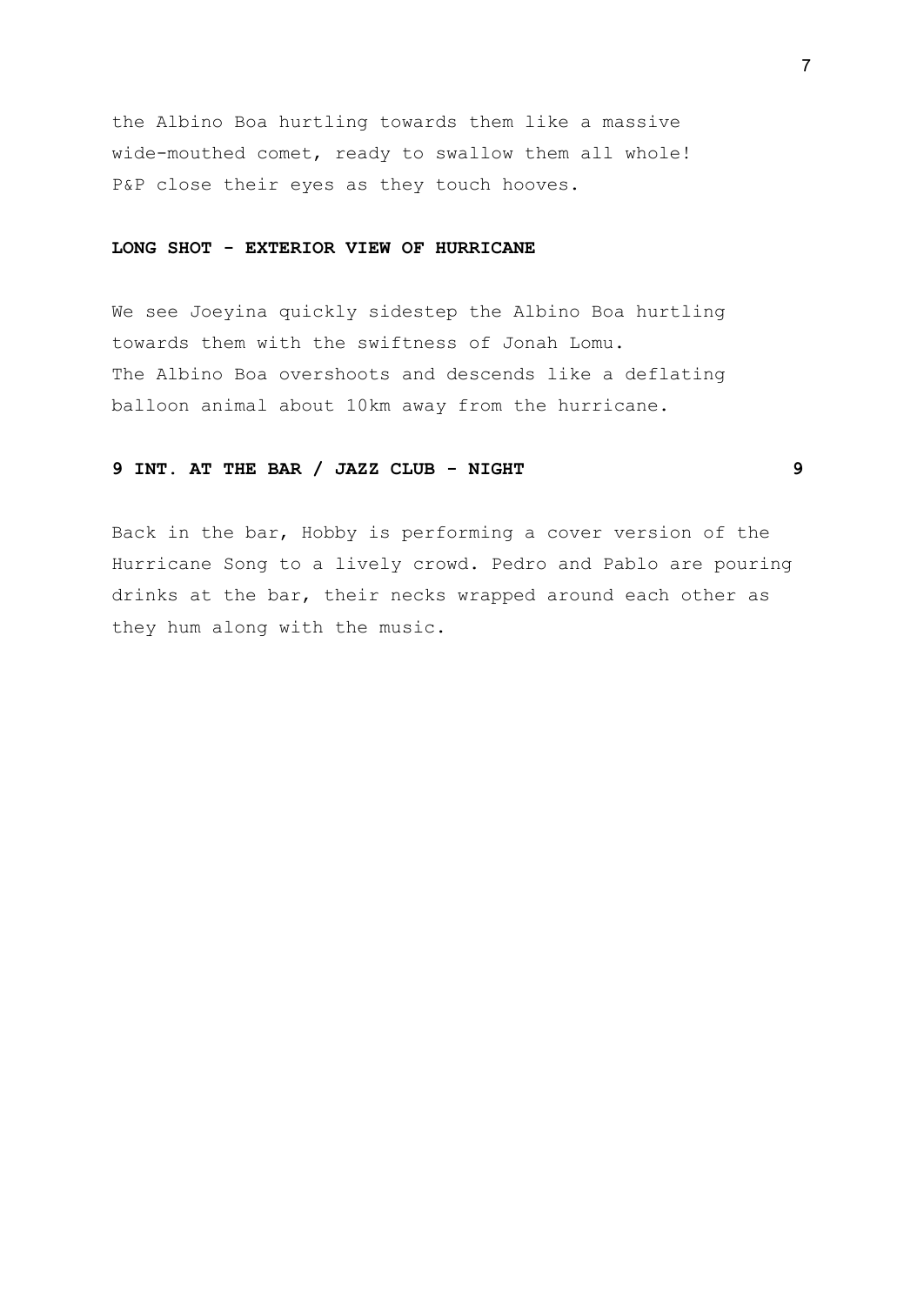the Albino Boa hurtling towards them like a massive wide-mouthed comet, ready to swallow them all whole! P&P close their eyes as they touch hooves.

**LONG SHOT - EXTERIOR VIEW OF HURRICANE**

We see Joeyina quickly sidestep the Albino Boa hurtling towards them with the swiftness of Jonah Lomu. The Albino Boa overshoots and descends like a deflating balloon animal about 10km away from the hurricane.

**9 INT. AT THE BAR / JAZZ CLUB - NIGHT 9**

Back in the bar, Hobby is performing a cover version of the Hurricane Song to a lively crowd. Pedro and Pablo are pouring drinks at the bar, their necks wrapped around each other as they hum along with the music.